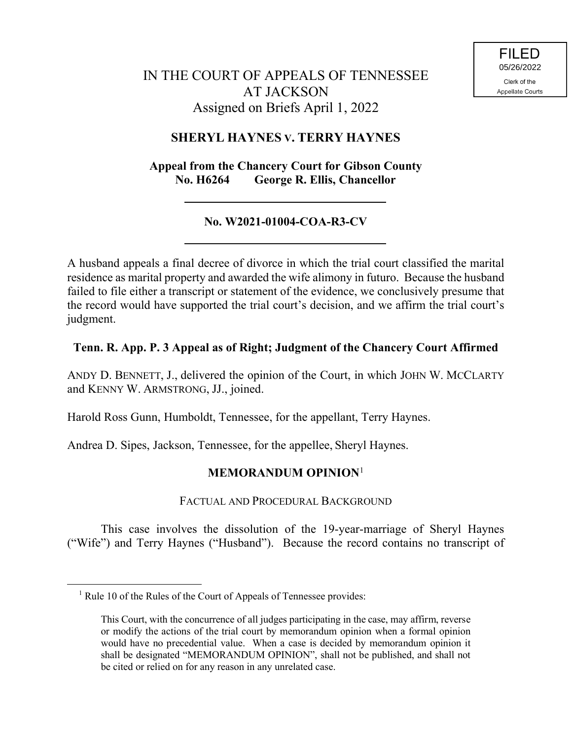FILED
05/26/2022
Clerk of the
Appellate Courts

# IN THE COURT OF APPEALS OF TENNESSEE AT JACKSON

Assigned on Briefs April 1, 2022

## SHERYL HAYNES v. TERRY HAYNES

**Appeal from the Chancery Court for Gibson County**
**No. H6264 George R. Ellis, Chancellor**

---

**No. W2021-01004-COA-R3-CV**

---

A husband appeals a final decree of divorce in which the trial court classified the marital residence as marital property and awarded the wife alimony in futuro. Because the husband failed to file either a transcript or statement of the evidence, we conclusively presume that the record would have supported the trial court's decision, and we affirm the trial court's judgment.

**Tenn. R. App. P. 3 Appeal as of Right; Judgment of the Chancery Court Affirmed**

ANDY D. BENNETT, J., delivered the opinion of the Court, in which JOHN W. MCCLARTY and KENNY W. ARMSTRONG, JJ., joined.

Harold Ross Gunn, Humboldt, Tennessee, for the appellant, Terry Haynes.

Andrea D. Sipes, Jackson, Tennessee, for the appellee, Sheryl Haynes.

**MEMORANDUM OPINION**[1]

FACTUAL AND PROCEDURAL BACKGROUND

This case involves the dissolution of the 19-year-marriage of Sheryl Haynes ("Wife") and Terry Haynes ("Husband"). Because the record contains no transcript of

---

[1] Rule 10 of the Rules of the Court of Appeals of Tennessee provides:

> This Court, with the concurrence of all judges participating in the case, may affirm, reverse or modify the actions of the trial court by memorandum opinion when a formal opinion would have no precedential value. When a case is decided by memorandum opinion it shall be designated "MEMORANDUM OPINION", shall not be published, and shall not be cited or relied on for any reason in any unrelated case.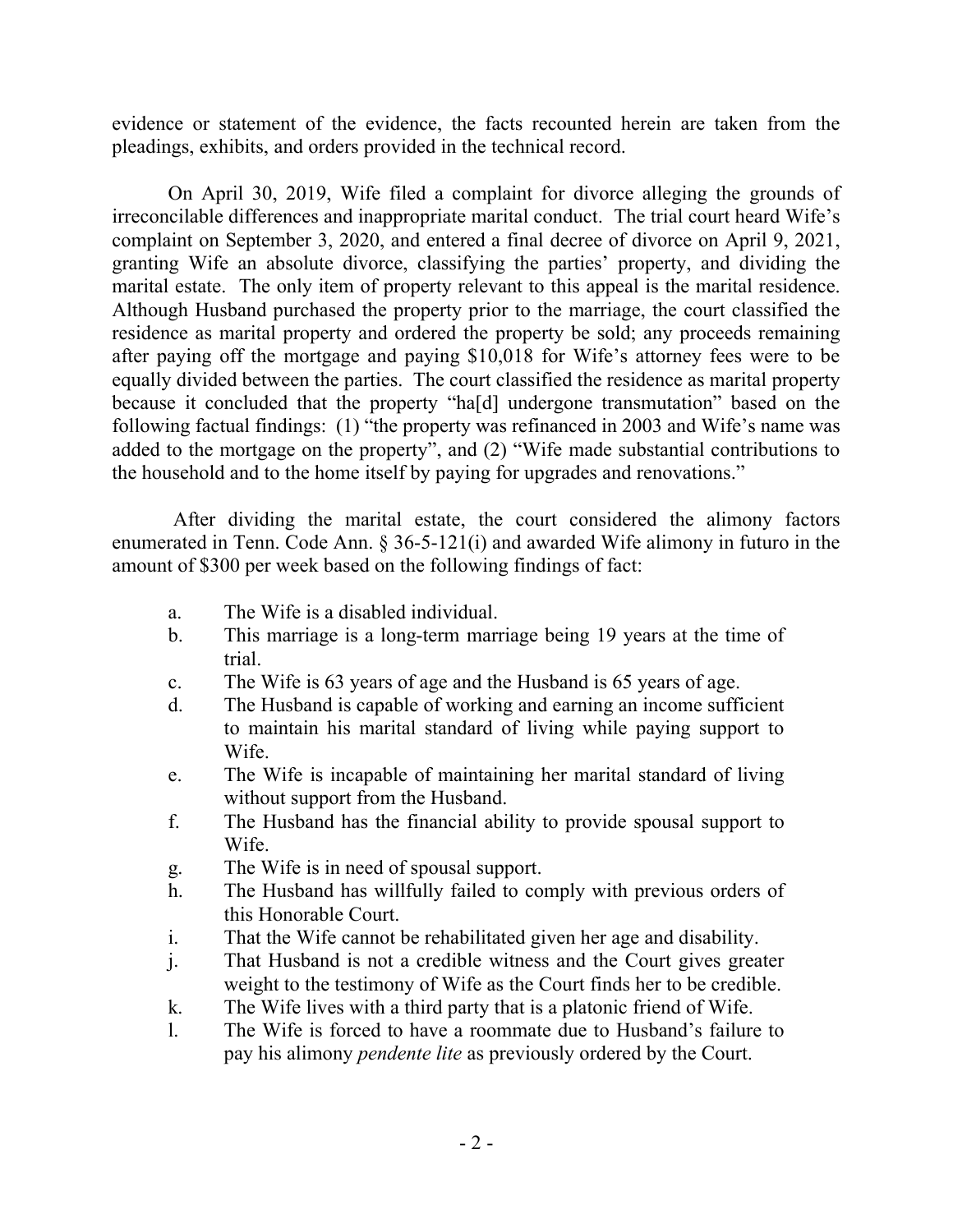evidence or statement of the evidence, the facts recounted herein are taken from the pleadings, exhibits, and orders provided in the technical record.

On April 30, 2019, Wife filed a complaint for divorce alleging the grounds of irreconcilable differences and inappropriate marital conduct. The trial court heard Wife's complaint on September 3, 2020, and entered a final decree of divorce on April 9, 2021, granting Wife an absolute divorce, classifying the parties' property, and dividing the marital estate. The only item of property relevant to this appeal is the marital residence. Although Husband purchased the property prior to the marriage, the court classified the residence as marital property and ordered the property be sold; any proceeds remaining after paying off the mortgage and paying $10,018 for Wife's attorney fees were to be equally divided between the parties. The court classified the residence as marital property because it concluded that the property "ha[d] undergone transmutation" based on the following factual findings: (1) "the property was refinanced in 2003 and Wife's name was added to the mortgage on the property", and (2) "Wife made substantial contributions to the household and to the home itself by paying for upgrades and renovations."

After dividing the marital estate, the court considered the alimony factors enumerated in Tenn. Code Ann. § 36-5-121(i) and awarded Wife alimony in futuro in the amount of $300 per week based on the following findings of fact:

a. The Wife is a disabled individual.
b. This marriage is a long-term marriage being 19 years at the time of trial.
c. The Wife is 63 years of age and the Husband is 65 years of age.
d. The Husband is capable of working and earning an income sufficient to maintain his marital standard of living while paying support to Wife.
e. The Wife is incapable of maintaining her marital standard of living without support from the Husband.
f. The Husband has the financial ability to provide spousal support to Wife.
g. The Wife is in need of spousal support.
h. The Husband has willfully failed to comply with previous orders of this Honorable Court.
i. That the Wife cannot be rehabilitated given her age and disability.
j. That Husband is not a credible witness and the Court gives greater weight to the testimony of Wife as the Court finds her to be credible.
k. The Wife lives with a third party that is a platonic friend of Wife.
l. The Wife is forced to have a roommate due to Husband's failure to pay his alimony *pendente lite* as previously ordered by the Court.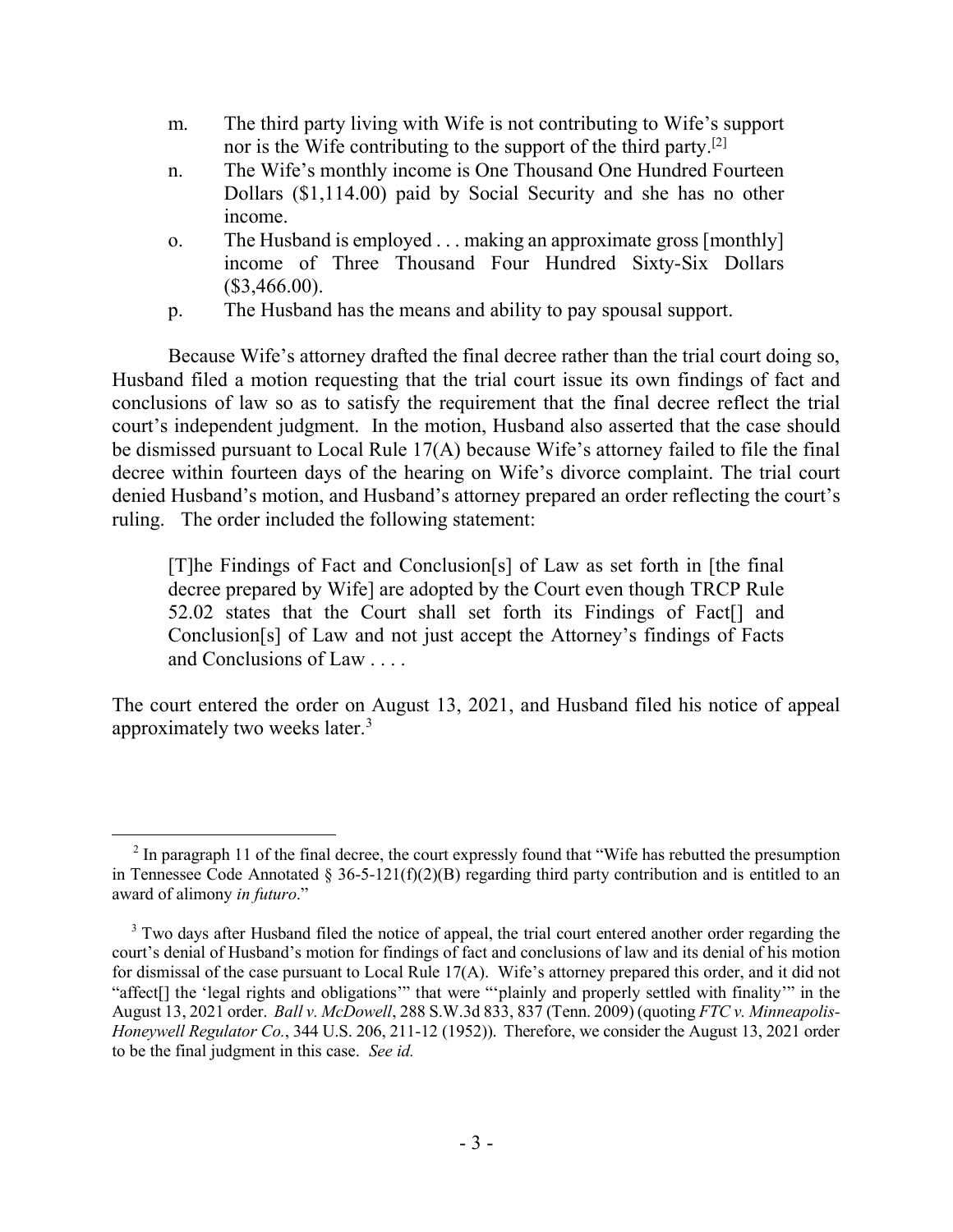m. The third party living with Wife is not contributing to Wife's support nor is the Wife contributing to the support of the third party.[2]

n. The Wife's monthly income is One Thousand One Hundred Fourteen Dollars ($1,114.00) paid by Social Security and she has no other income.

o. The Husband is employed . . . making an approximate gross [monthly] income of Three Thousand Four Hundred Sixty-Six Dollars ($3,466.00).

p. The Husband has the means and ability to pay spousal support.

Because Wife's attorney drafted the final decree rather than the trial court doing so, Husband filed a motion requesting that the trial court issue its own findings of fact and conclusions of law so as to satisfy the requirement that the final decree reflect the trial court's independent judgment. In the motion, Husband also asserted that the case should be dismissed pursuant to Local Rule 17(A) because Wife's attorney failed to file the final decree within fourteen days of the hearing on Wife's divorce complaint. The trial court denied Husband's motion, and Husband's attorney prepared an order reflecting the court's ruling. The order included the following statement:

> [T]he Findings of Fact and Conclusion[s] of Law as set forth in [the final decree prepared by Wife] are adopted by the Court even though TRCP Rule 52.02 states that the Court shall set forth its Findings of Fact[] and Conclusion[s] of Law and not just accept the Attorney's findings of Facts and Conclusions of Law . . . .

The court entered the order on August 13, 2021, and Husband filed his notice of appeal approximately two weeks later.[3]

---

[2] In paragraph 11 of the final decree, the court expressly found that "Wife has rebutted the presumption in Tennessee Code Annotated § 36-5-121(f)(2)(B) regarding third party contribution and is entitled to an award of alimony *in futuro*."

[3] Two days after Husband filed the notice of appeal, the trial court entered another order regarding the court's denial of Husband's motion for findings of fact and conclusions of law and its denial of his motion for dismissal of the case pursuant to Local Rule 17(A). Wife's attorney prepared this order, and it did not "affect[] the 'legal rights and obligations'" that were "'plainly and properly settled with finality'" in the August 13, 2021 order. *Ball v. McDowell*, 288 S.W.3d 833, 837 (Tenn. 2009) (quoting *FTC v. Minneapolis-Honeywell Regulator Co.*, 344 U.S. 206, 211-12 (1952)). Therefore, we consider the August 13, 2021 order to be the final judgment in this case. *See id.*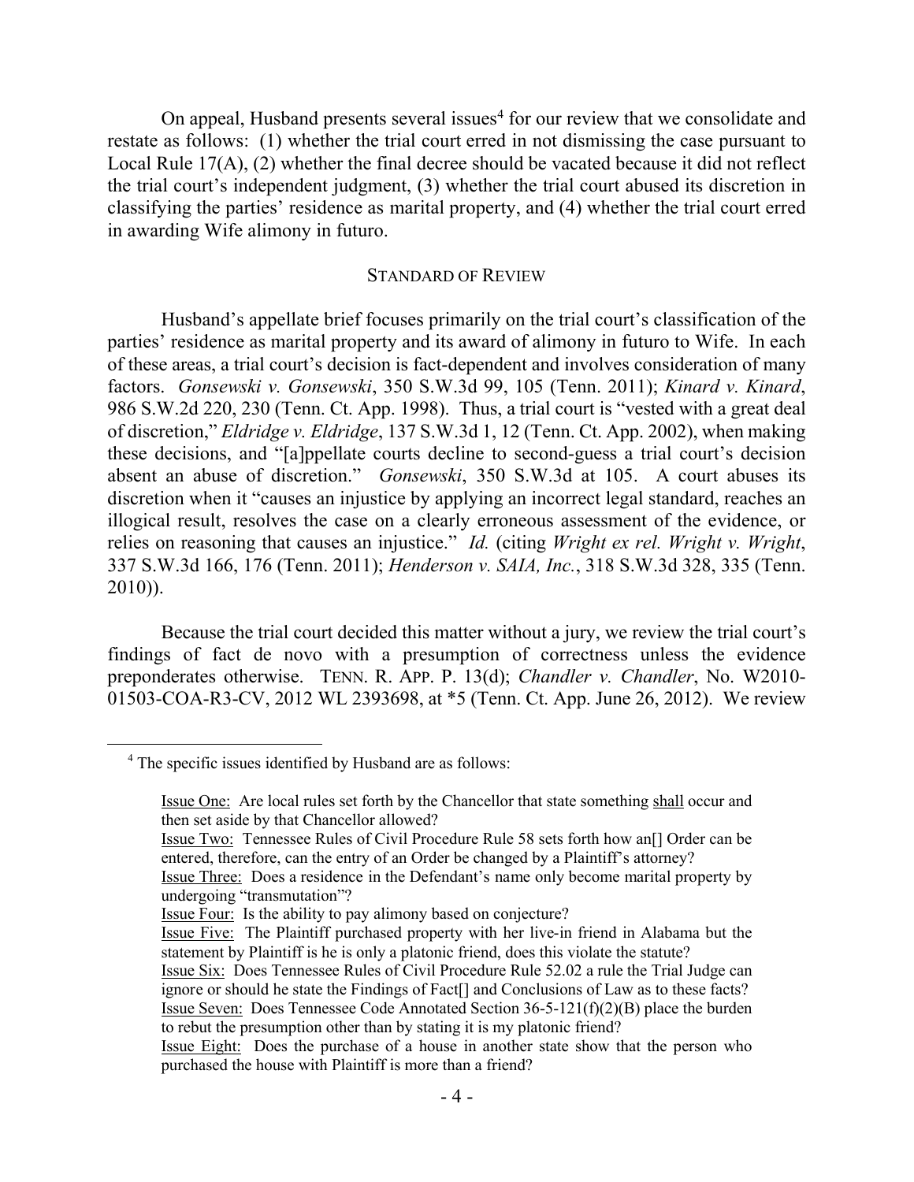On appeal, Husband presents several issues[4] for our review that we consolidate and restate as follows: (1) whether the trial court erred in not dismissing the case pursuant to Local Rule 17(A), (2) whether the final decree should be vacated because it did not reflect the trial court's independent judgment, (3) whether the trial court abused its discretion in classifying the parties' residence as marital property, and (4) whether the trial court erred in awarding Wife alimony in futuro.

## STANDARD OF REVIEW

Husband's appellate brief focuses primarily on the trial court's classification of the parties' residence as marital property and its award of alimony in futuro to Wife. In each of these areas, a trial court's decision is fact-dependent and involves consideration of many factors. *Gonsewski v. Gonsewski*, 350 S.W.3d 99, 105 (Tenn. 2011); *Kinard v. Kinard*, 986 S.W.2d 220, 230 (Tenn. Ct. App. 1998). Thus, a trial court is "vested with a great deal of discretion," *Eldridge v. Eldridge*, 137 S.W.3d 1, 12 (Tenn. Ct. App. 2002), when making these decisions, and "[a]ppellate courts decline to second-guess a trial court's decision absent an abuse of discretion." *Gonsewski*, 350 S.W.3d at 105. A court abuses its discretion when it "causes an injustice by applying an incorrect legal standard, reaches an illogical result, resolves the case on a clearly erroneous assessment of the evidence, or relies on reasoning that causes an injustice." *Id.* (citing *Wright ex rel. Wright v. Wright*, 337 S.W.3d 166, 176 (Tenn. 2011); *Henderson v. SAIA, Inc.*, 318 S.W.3d 328, 335 (Tenn. 2010)).

Because the trial court decided this matter without a jury, we review the trial court's findings of fact de novo with a presumption of correctness unless the evidence preponderates otherwise. TENN. R. APP. P. 13(d); *Chandler v. Chandler*, No. W2010-01503-COA-R3-CV, 2012 WL 2393698, at *5 (Tenn. Ct. App. June 26, 2012). We review

---

[4] The specific issues identified by Husband are as follows:

> Issue One: Are local rules set forth by the Chancellor that state something shall occur and then set aside by that Chancellor allowed?
>
> Issue Two: Tennessee Rules of Civil Procedure Rule 58 sets forth how an[] Order can be entered, therefore, can the entry of an Order be changed by a Plaintiff's attorney?
>
> Issue Three: Does a residence in the Defendant's name only become marital property by undergoing "transmutation"?
>
> Issue Four: Is the ability to pay alimony based on conjecture?
>
> Issue Five: The Plaintiff purchased property with her live-in friend in Alabama but the statement by Plaintiff is he is only a platonic friend, does this violate the statute?
>
> Issue Six: Does Tennessee Rules of Civil Procedure Rule 52.02 a rule the Trial Judge can ignore or should he state the Findings of Fact[] and Conclusions of Law as to these facts?
>
> Issue Seven: Does Tennessee Code Annotated Section 36-5-121(f)(2)(B) place the burden to rebut the presumption other than by stating it is my platonic friend?
>
> Issue Eight: Does the purchase of a house in another state show that the person who purchased the house with Plaintiff is more than a friend?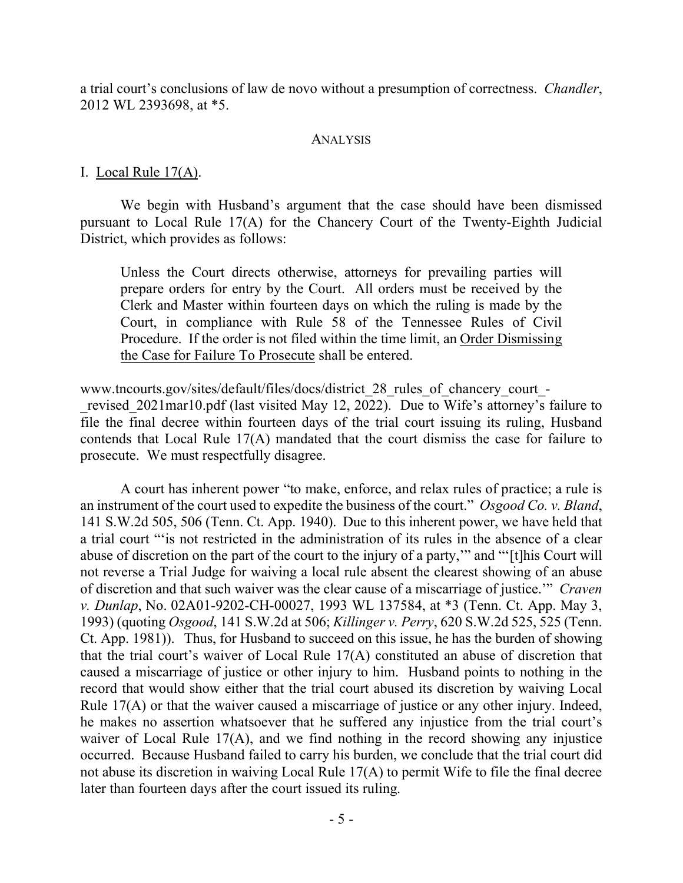a trial court's conclusions of law de novo without a presumption of correctness. *Chandler*, 2012 WL 2393698, at *5.

## ANALYSIS

### I. Local Rule 17(A).

We begin with Husband's argument that the case should have been dismissed pursuant to Local Rule 17(A) for the Chancery Court of the Twenty-Eighth Judicial District, which provides as follows:

> Unless the Court directs otherwise, attorneys for prevailing parties will prepare orders for entry by the Court. All orders must be received by the Clerk and Master within fourteen days on which the ruling is made by the Court, in compliance with Rule 58 of the Tennessee Rules of Civil Procedure. If the order is not filed within the time limit, an Order Dismissing the Case for Failure To Prosecute shall be entered.

www.tncourts.gov/sites/default/files/docs/district_28_rules_of_chancery_court_-_revised_2021mar10.pdf (last visited May 12, 2022). Due to Wife's attorney's failure to file the final decree within fourteen days of the trial court issuing its ruling, Husband contends that Local Rule 17(A) mandated that the court dismiss the case for failure to prosecute. We must respectfully disagree.

A court has inherent power "to make, enforce, and relax rules of practice; a rule is an instrument of the court used to expedite the business of the court." *Osgood Co. v. Bland*, 141 S.W.2d 505, 506 (Tenn. Ct. App. 1940). Due to this inherent power, we have held that a trial court "'is not restricted in the administration of its rules in the absence of a clear abuse of discretion on the part of the court to the injury of a party,'" and "'[t]his Court will not reverse a Trial Judge for waiving a local rule absent the clearest showing of an abuse of discretion and that such waiver was the clear cause of a miscarriage of justice.'" *Craven v. Dunlap*, No. 02A01-9202-CH-00027, 1993 WL 137584, at *3 (Tenn. Ct. App. May 3, 1993) (quoting *Osgood*, 141 S.W.2d at 506; *Killinger v. Perry*, 620 S.W.2d 525, 525 (Tenn. Ct. App. 1981)). Thus, for Husband to succeed on this issue, he has the burden of showing that the trial court's waiver of Local Rule 17(A) constituted an abuse of discretion that caused a miscarriage of justice or other injury to him. Husband points to nothing in the record that would show either that the trial court abused its discretion by waiving Local Rule 17(A) or that the waiver caused a miscarriage of justice or any other injury. Indeed, he makes no assertion whatsoever that he suffered any injustice from the trial court's waiver of Local Rule 17(A), and we find nothing in the record showing any injustice occurred. Because Husband failed to carry his burden, we conclude that the trial court did not abuse its discretion in waiving Local Rule 17(A) to permit Wife to file the final decree later than fourteen days after the court issued its ruling.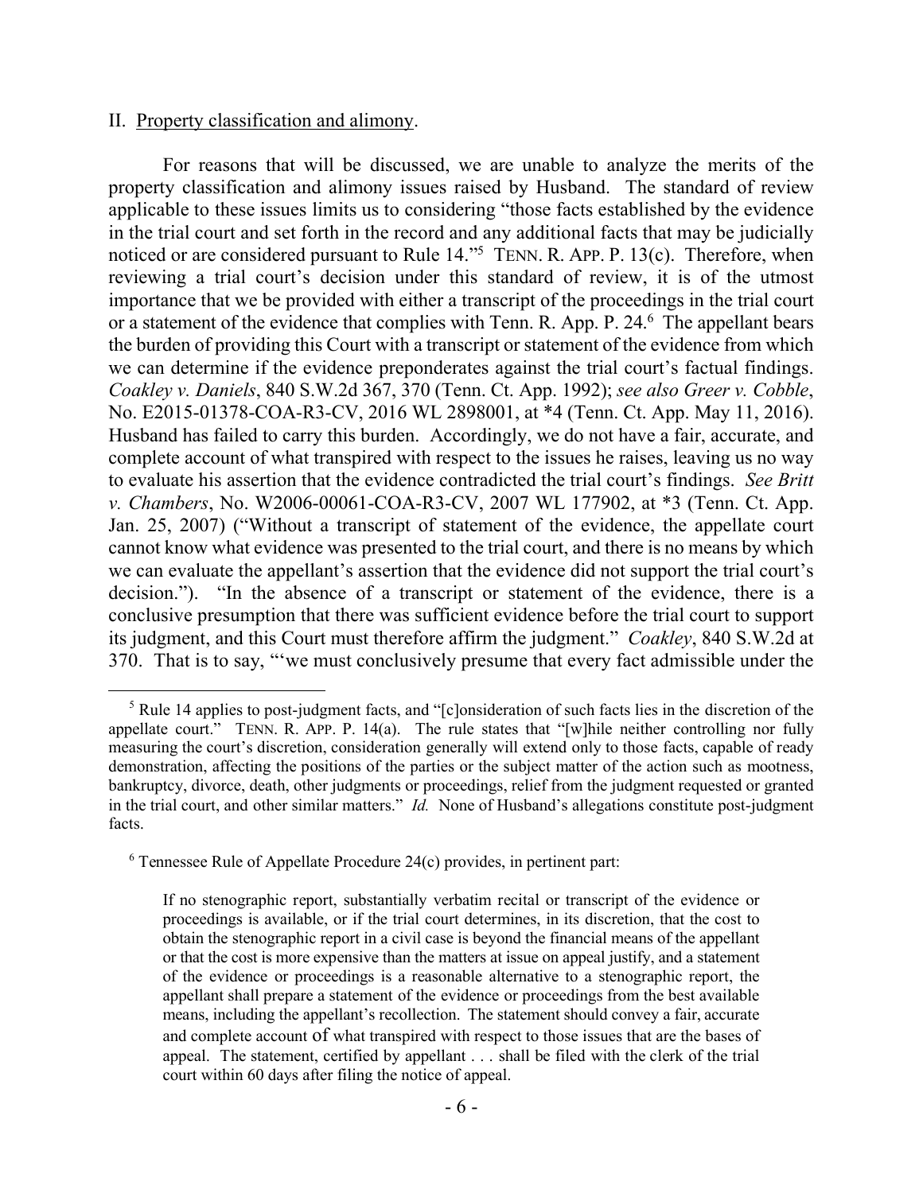II. Property classification and alimony.

For reasons that will be discussed, we are unable to analyze the merits of the property classification and alimony issues raised by Husband. The standard of review applicable to these issues limits us to considering "those facts established by the evidence in the trial court and set forth in the record and any additional facts that may be judicially noticed or are considered pursuant to Rule 14."[5] TENN. R. APP. P. 13(c). Therefore, when reviewing a trial court's decision under this standard of review, it is of the utmost importance that we be provided with either a transcript of the proceedings in the trial court or a statement of the evidence that complies with Tenn. R. App. P. 24.[6] The appellant bears the burden of providing this Court with a transcript or statement of the evidence from which we can determine if the evidence preponderates against the trial court's factual findings. *Coakley v. Daniels*, 840 S.W.2d 367, 370 (Tenn. Ct. App. 1992); *see also Greer v. Cobble*, No. E2015-01378-COA-R3-CV, 2016 WL 2898001, at *4 (Tenn. Ct. App. May 11, 2016). Husband has failed to carry this burden. Accordingly, we do not have a fair, accurate, and complete account of what transpired with respect to the issues he raises, leaving us no way to evaluate his assertion that the evidence contradicted the trial court's findings. *See Britt v. Chambers*, No. W2006-00061-COA-R3-CV, 2007 WL 177902, at *3 (Tenn. Ct. App. Jan. 25, 2007) ("Without a transcript of statement of the evidence, the appellate court cannot know what evidence was presented to the trial court, and there is no means by which we can evaluate the appellant's assertion that the evidence did not support the trial court's decision."). "In the absence of a transcript or statement of the evidence, there is a conclusive presumption that there was sufficient evidence before the trial court to support its judgment, and this Court must therefore affirm the judgment." *Coakley*, 840 S.W.2d at 370. That is to say, "'we must conclusively presume that every fact admissible under the

---

[5] Rule 14 applies to post-judgment facts, and "[c]onsideration of such facts lies in the discretion of the appellate court." TENN. R. APP. P. 14(a). The rule states that "[w]hile neither controlling nor fully measuring the court's discretion, consideration generally will extend only to those facts, capable of ready demonstration, affecting the positions of the parties or the subject matter of the action such as mootness, bankruptcy, divorce, death, other judgments or proceedings, relief from the judgment requested or granted in the trial court, and other similar matters." *Id.* None of Husband's allegations constitute post-judgment facts.

[6] Tennessee Rule of Appellate Procedure 24(c) provides, in pertinent part:

> If no stenographic report, substantially verbatim recital or transcript of the evidence or proceedings is available, or if the trial court determines, in its discretion, that the cost to obtain the stenographic report in a civil case is beyond the financial means of the appellant or that the cost is more expensive than the matters at issue on appeal justify, and a statement of the evidence or proceedings is a reasonable alternative to a stenographic report, the appellant shall prepare a statement of the evidence or proceedings from the best available means, including the appellant's recollection. The statement should convey a fair, accurate and complete account of what transpired with respect to those issues that are the bases of appeal. The statement, certified by appellant . . . shall be filed with the clerk of the trial court within 60 days after filing the notice of appeal.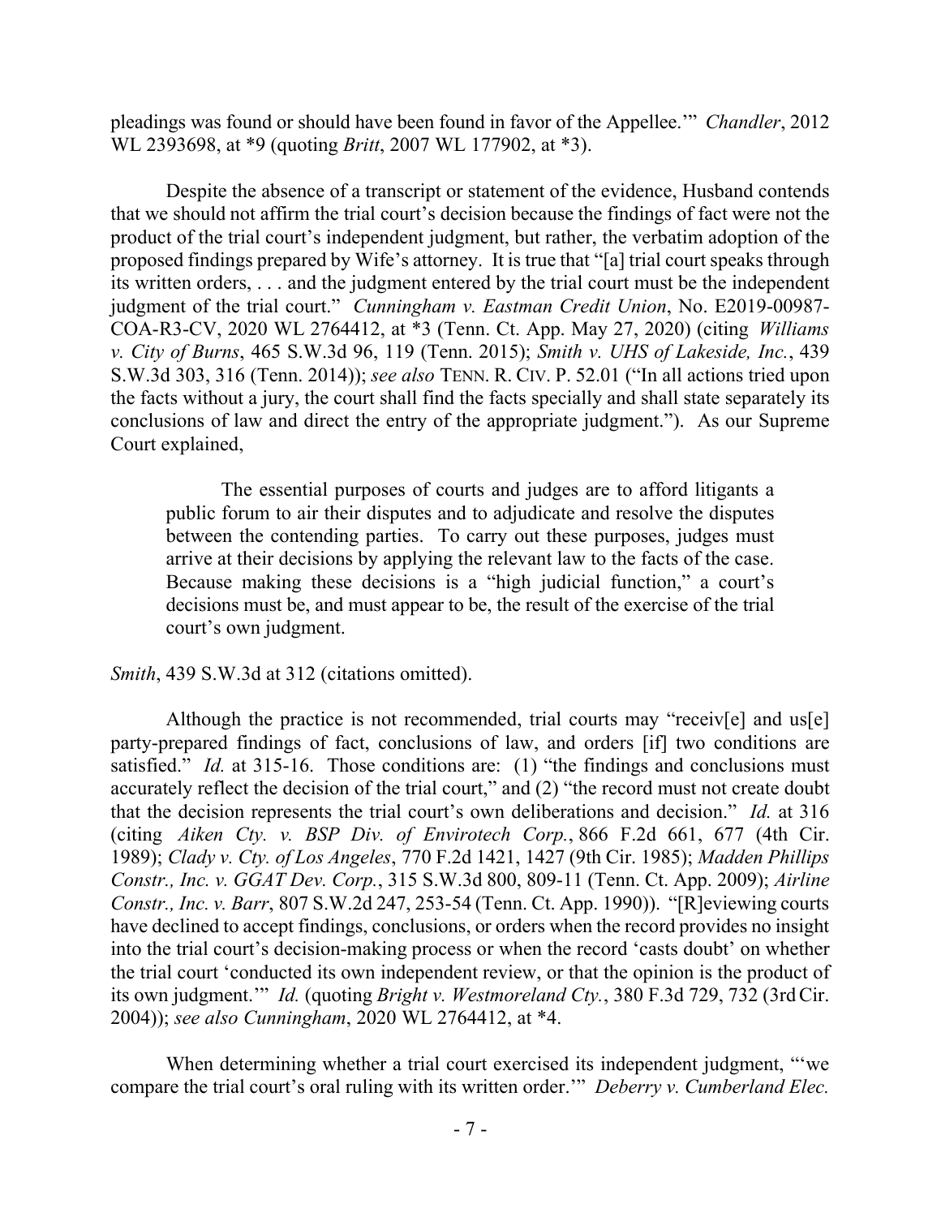pleadings was found or should have been found in favor of the Appellee.'" *Chandler*, 2012 WL 2393698, at *9 (quoting *Britt*, 2007 WL 177902, at *3).

Despite the absence of a transcript or statement of the evidence, Husband contends that we should not affirm the trial court's decision because the findings of fact were not the product of the trial court's independent judgment, but rather, the verbatim adoption of the proposed findings prepared by Wife's attorney. It is true that "[a] trial court speaks through its written orders, . . . and the judgment entered by the trial court must be the independent judgment of the trial court." *Cunningham v. Eastman Credit Union*, No. E2019-00987-COA-R3-CV, 2020 WL 2764412, at *3 (Tenn. Ct. App. May 27, 2020) (citing *Williams v. City of Burns*, 465 S.W.3d 96, 119 (Tenn. 2015); *Smith v. UHS of Lakeside, Inc.*, 439 S.W.3d 303, 316 (Tenn. 2014)); *see also* TENN. R. CIV. P. 52.01 ("In all actions tried upon the facts without a jury, the court shall find the facts specially and shall state separately its conclusions of law and direct the entry of the appropriate judgment."). As our Supreme Court explained,

> The essential purposes of courts and judges are to afford litigants a public forum to air their disputes and to adjudicate and resolve the disputes between the contending parties. To carry out these purposes, judges must arrive at their decisions by applying the relevant law to the facts of the case. Because making these decisions is a "high judicial function," a court's decisions must be, and must appear to be, the result of the exercise of the trial court's own judgment.

*Smith*, 439 S.W.3d at 312 (citations omitted).

Although the practice is not recommended, trial courts may "receiv[e] and us[e] party-prepared findings of fact, conclusions of law, and orders [if] two conditions are satisfied." *Id.* at 315-16. Those conditions are: (1) "the findings and conclusions must accurately reflect the decision of the trial court," and (2) "the record must not create doubt that the decision represents the trial court's own deliberations and decision." *Id.* at 316 (citing *Aiken Cty. v. BSP Div. of Envirotech Corp.*, 866 F.2d 661, 677 (4th Cir. 1989); *Clady v. Cty. of Los Angeles*, 770 F.2d 1421, 1427 (9th Cir. 1985); *Madden Phillips Constr., Inc. v. GGAT Dev. Corp.*, 315 S.W.3d 800, 809-11 (Tenn. Ct. App. 2009); *Airline Constr., Inc. v. Barr*, 807 S.W.2d 247, 253-54 (Tenn. Ct. App. 1990)). "[R]eviewing courts have declined to accept findings, conclusions, or orders when the record provides no insight into the trial court's decision-making process or when the record 'casts doubt' on whether the trial court 'conducted its own independent review, or that the opinion is the product of its own judgment.'" *Id.* (quoting *Bright v. Westmoreland Cty.*, 380 F.3d 729, 732 (3rd Cir. 2004)); *see also Cunningham*, 2020 WL 2764412, at *4.

When determining whether a trial court exercised its independent judgment, "'we compare the trial court's oral ruling with its written order.'" *Deberry v. Cumberland Elec.*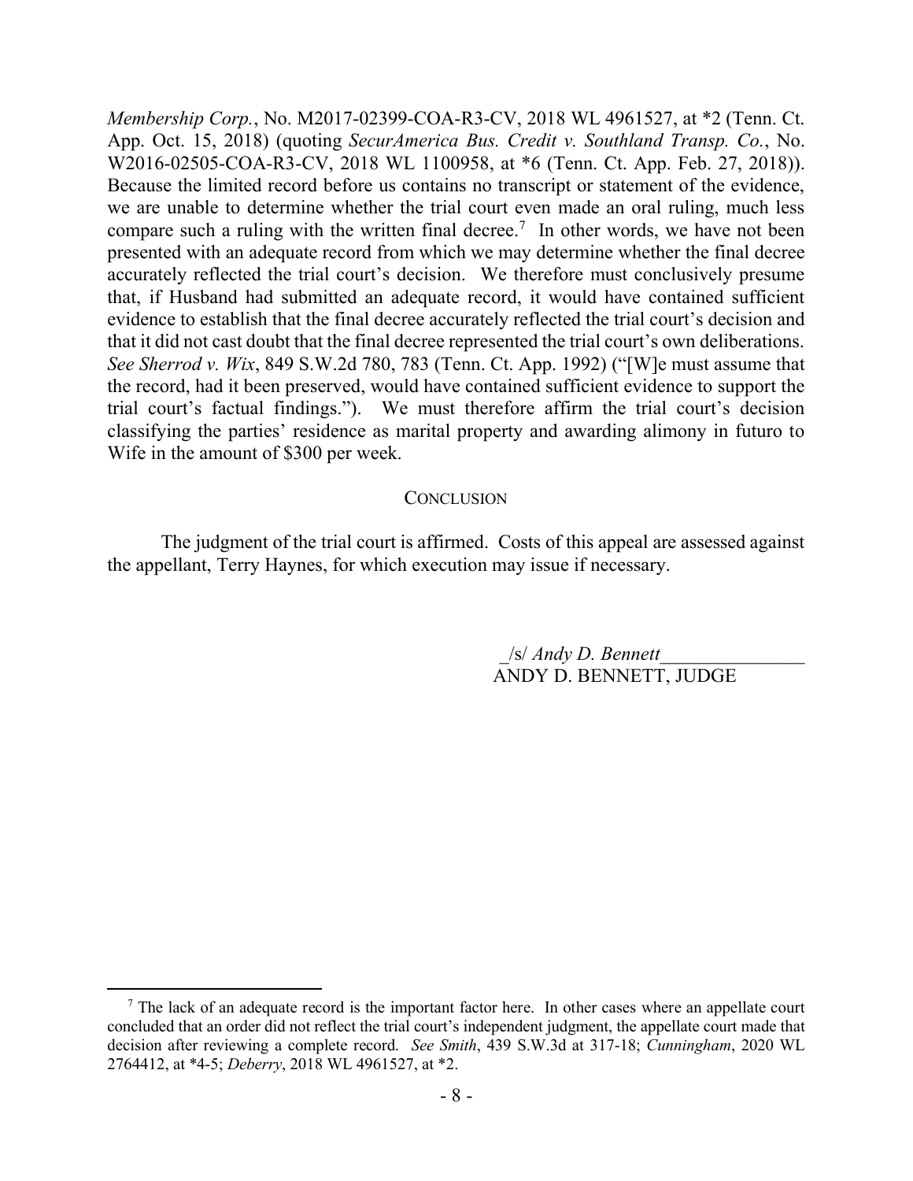*Membership Corp.*, No. M2017-02399-COA-R3-CV, 2018 WL 4961527, at *2 (Tenn. Ct. App. Oct. 15, 2018) (quoting *SecurAmerica Bus. Credit v. Southland Transp. Co.*, No. W2016-02505-COA-R3-CV, 2018 WL 1100958, at *6 (Tenn. Ct. App. Feb. 27, 2018)). Because the limited record before us contains no transcript or statement of the evidence, we are unable to determine whether the trial court even made an oral ruling, much less compare such a ruling with the written final decree.[7] In other words, we have not been presented with an adequate record from which we may determine whether the final decree accurately reflected the trial court's decision. We therefore must conclusively presume that, if Husband had submitted an adequate record, it would have contained sufficient evidence to establish that the final decree accurately reflected the trial court's decision and that it did not cast doubt that the final decree represented the trial court's own deliberations. *See Sherrod v. Wix*, 849 S.W.2d 780, 783 (Tenn. Ct. App. 1992) ("[W]e must assume that the record, had it been preserved, would have contained sufficient evidence to support the trial court's factual findings."). We must therefore affirm the trial court's decision classifying the parties' residence as marital property and awarding alimony in futuro to Wife in the amount of $300 per week.

## CONCLUSION

The judgment of the trial court is affirmed. Costs of this appeal are assessed against the appellant, Terry Haynes, for which execution may issue if necessary.

_/s/ *Andy D. Bennett*_______________
ANDY D. BENNETT, JUDGE

---

[7] The lack of an adequate record is the important factor here. In other cases where an appellate court concluded that an order did not reflect the trial court's independent judgment, the appellate court made that decision after reviewing a complete record. *See Smith*, 439 S.W.3d at 317-18; *Cunningham*, 2020 WL 2764412, at *4-5; *Deberry*, 2018 WL 4961527, at *2.